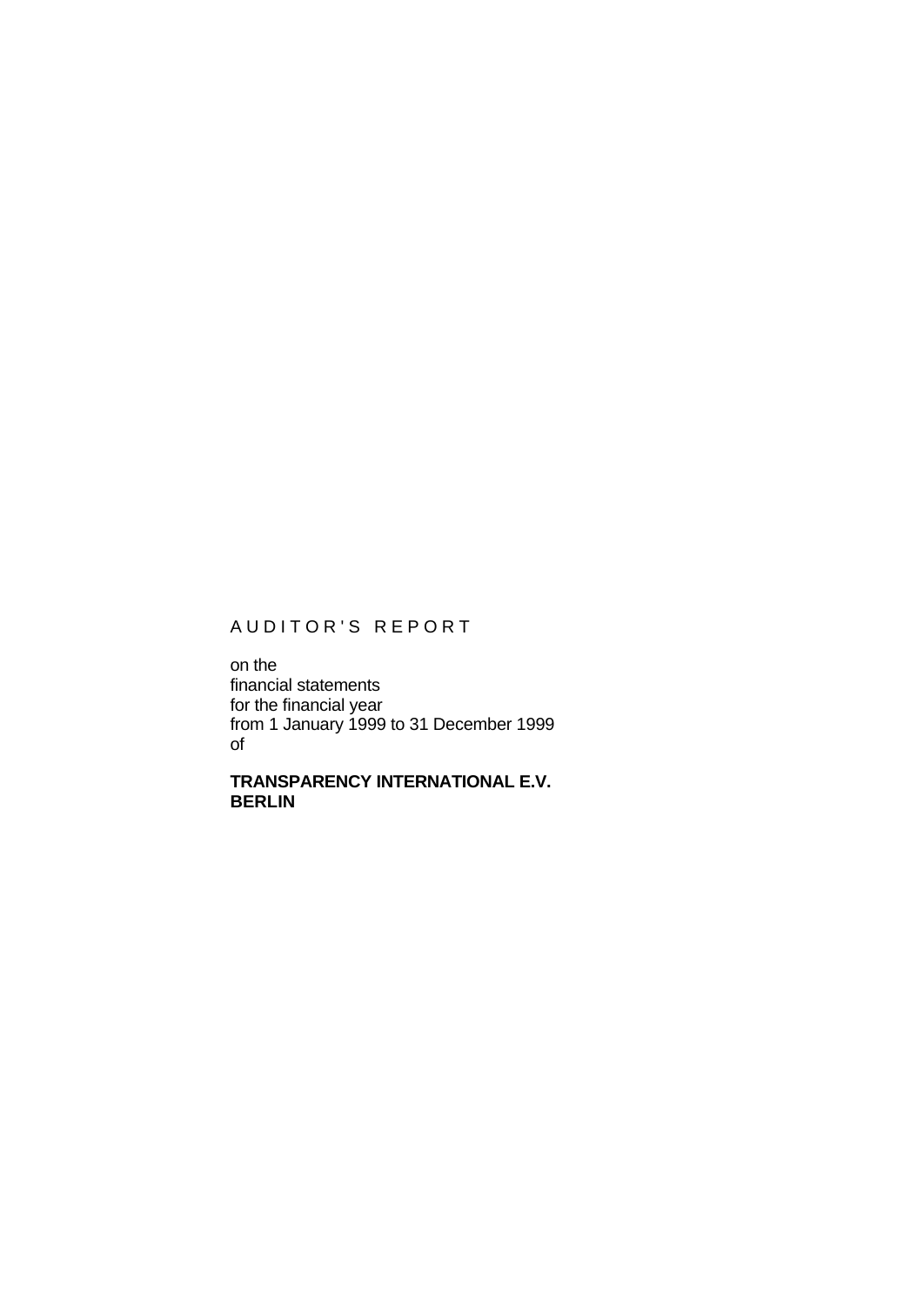# AUDITOR'S REPORT

on the
financial statements
for the financial year
from 1 January 1999 to 31 December 1999
of

**TRANSPARENCY INTERNATIONAL E.V.**
**BERLIN**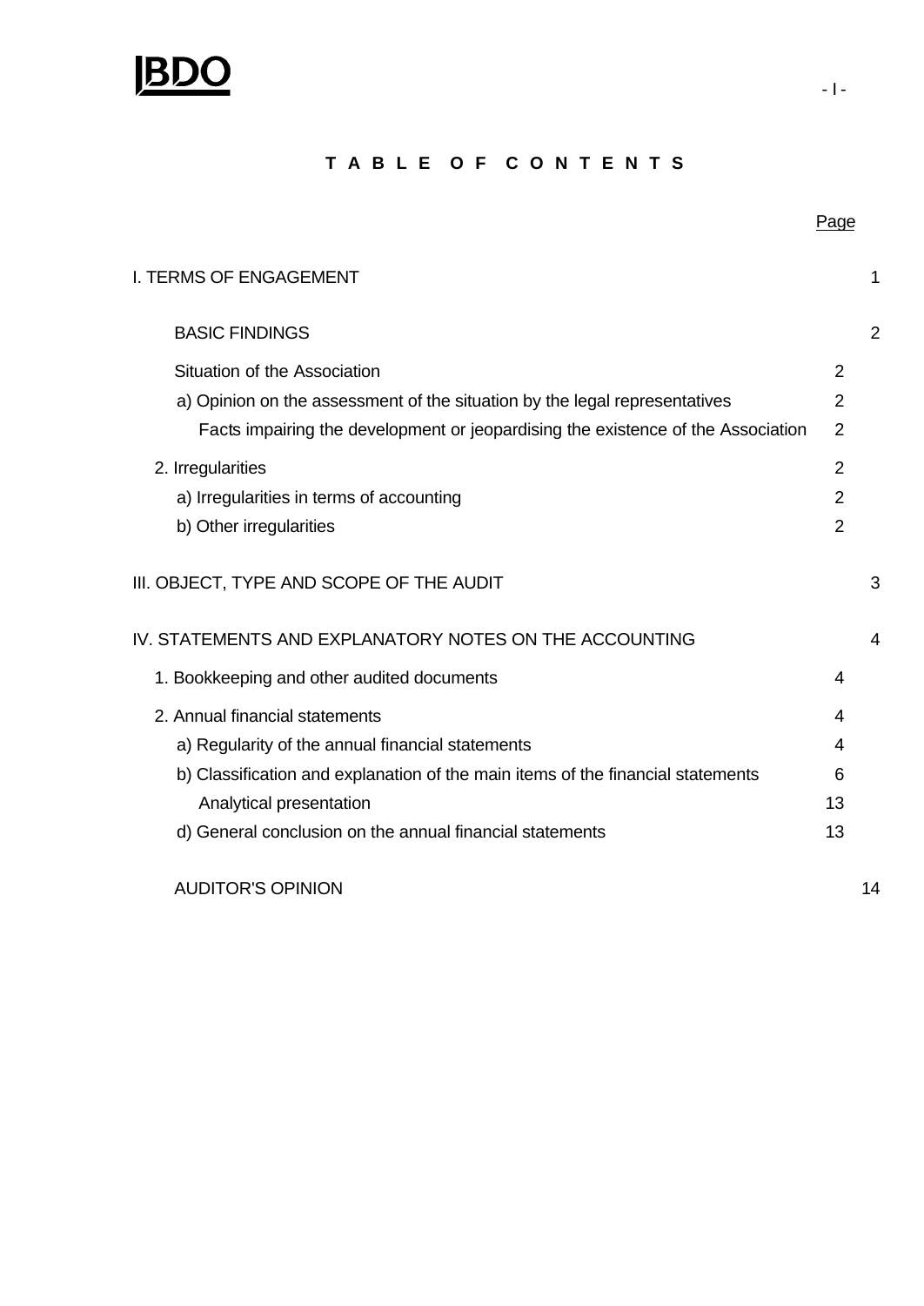# TABLE OF CONTENTS

| | | Page |
|---|---|---|
| I. TERMS OF ENGAGEMENT | | 1 |
| BASIC FINDINGS | | 2 |
| Situation of the Association | 2 | |
| a) Opinion on the assessment of the situation by the legal representatives | 2 | |
| Facts impairing the development or jeopardising the existence of the Association | 2 | |
| 2. Irregularities | 2 | |
| a) Irregularities in terms of accounting | 2 | |
| b) Other irregularities | 2 | |
| III. OBJECT, TYPE AND SCOPE OF THE AUDIT | | 3 |
| IV. STATEMENTS AND EXPLANATORY NOTES ON THE ACCOUNTING | | 4 |
| 1. Bookkeeping and other audited documents | 4 | |
| 2. Annual financial statements | 4 | |
| a) Regularity of the annual financial statements | 4 | |
| b) Classification and explanation of the main items of the financial statements | 6 | |
| Analytical presentation | 13 | |
| d) General conclusion on the annual financial statements | 13 | |
| AUDITOR'S OPINION | | 14 |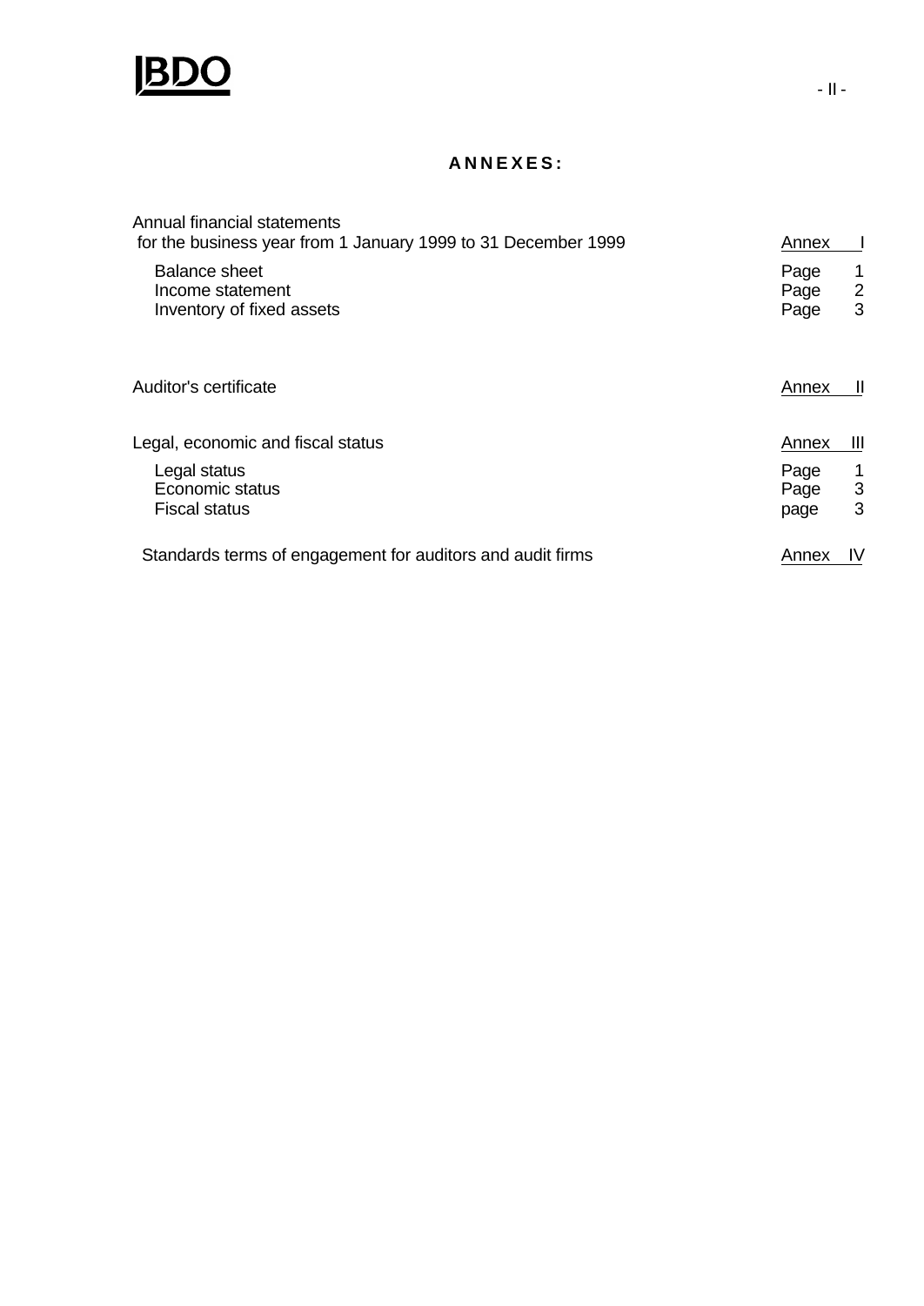## A N N E X E S :

| | | |
|---|---|---|
| Annual financial statements for the business year from 1 January 1999 to 31 December 1999 | Annex | I |
| Balance sheet | Page | 1 |
| Income statement | Page | 2 |
| Inventory of fixed assets | Page | 3 |
| | | |
| Auditor's certificate | Annex | II |
| | | |
| Legal, economic and fiscal status | Annex | III |
| Legal status | Page | 1 |
| Economic status | Page | 3 |
| Fiscal status | page | 3 |
| | | |
| Standards terms of engagement for auditors and audit firms | Annex | IV |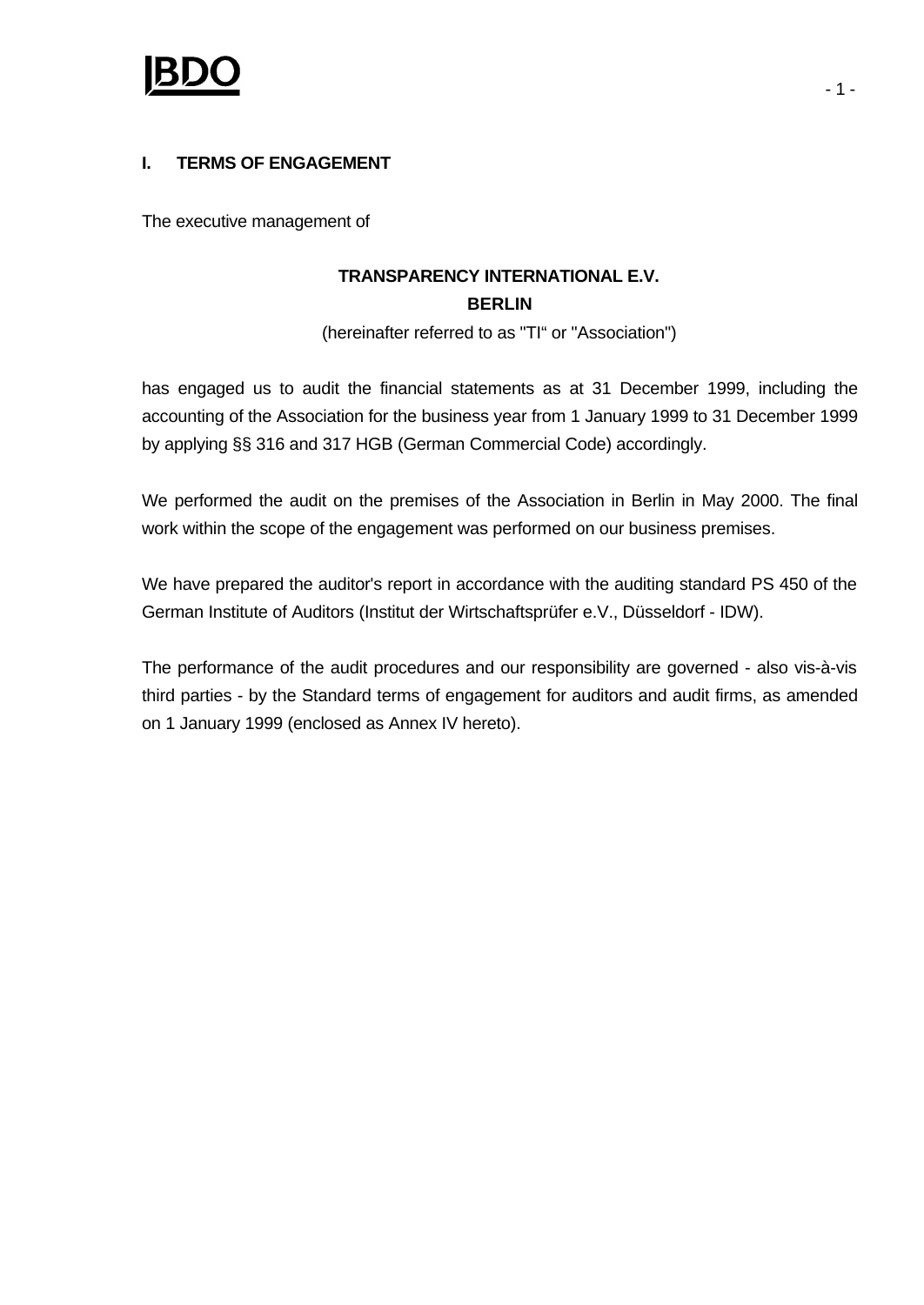## I. TERMS OF ENGAGEMENT

The executive management of

**TRANSPARENCY INTERNATIONAL E.V.**
**BERLIN**
(hereinafter referred to as "TI“ or "Association")

has engaged us to audit the financial statements as at 31 December 1999, including the accounting of the Association for the business year from 1 January 1999 to 31 December 1999 by applying §§ 316 and 317 HGB (German Commercial Code) accordingly.

We performed the audit on the premises of the Association in Berlin in May 2000. The final work within the scope of the engagement was performed on our business premises.

We have prepared the auditor's report in accordance with the auditing standard PS 450 of the German Institute of Auditors (Institut der Wirtschaftsprüfer e.V., Düsseldorf - IDW).

The performance of the audit procedures and our responsibility are governed - also vis-à-vis third parties - by the Standard terms of engagement for auditors and audit firms, as amended on 1 January 1999 (enclosed as Annex IV hereto).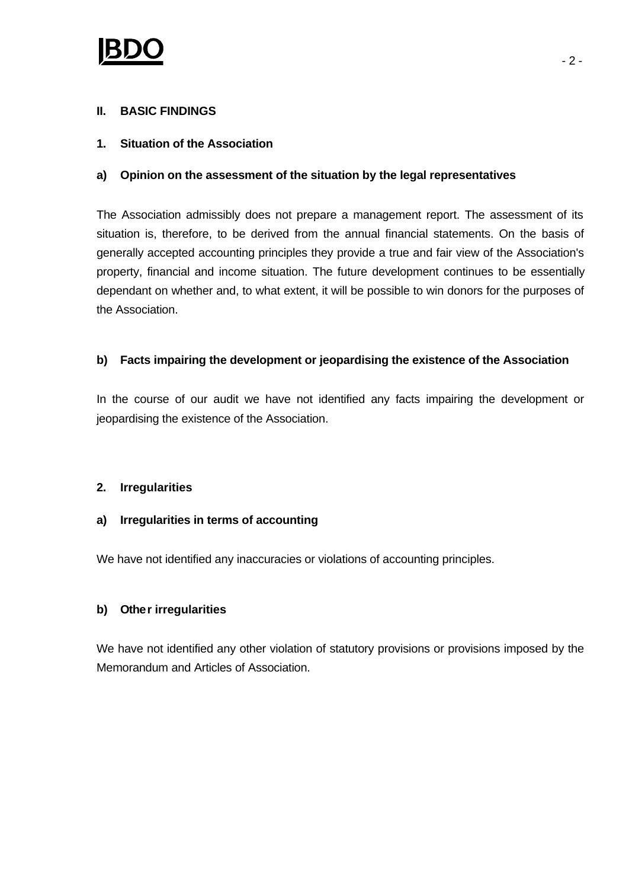## II. BASIC FINDINGS

### 1. Situation of the Association

#### a) Opinion on the assessment of the situation by the legal representatives

The Association admissibly does not prepare a management report. The assessment of its situation is, therefore, to be derived from the annual financial statements. On the basis of generally accepted accounting principles they provide a true and fair view of the Association's property, financial and income situation. The future development continues to be essentially dependant on whether and, to what extent, it will be possible to win donors for the purposes of the Association.

#### b) Facts impairing the development or jeopardising the existence of the Association

In the course of our audit we have not identified any facts impairing the development or jeopardising the existence of the Association.

### 2. Irregularities

#### a) Irregularities in terms of accounting

We have not identified any inaccuracies or violations of accounting principles.

#### b) Other irregularities

We have not identified any other violation of statutory provisions or provisions imposed by the Memorandum and Articles of Association.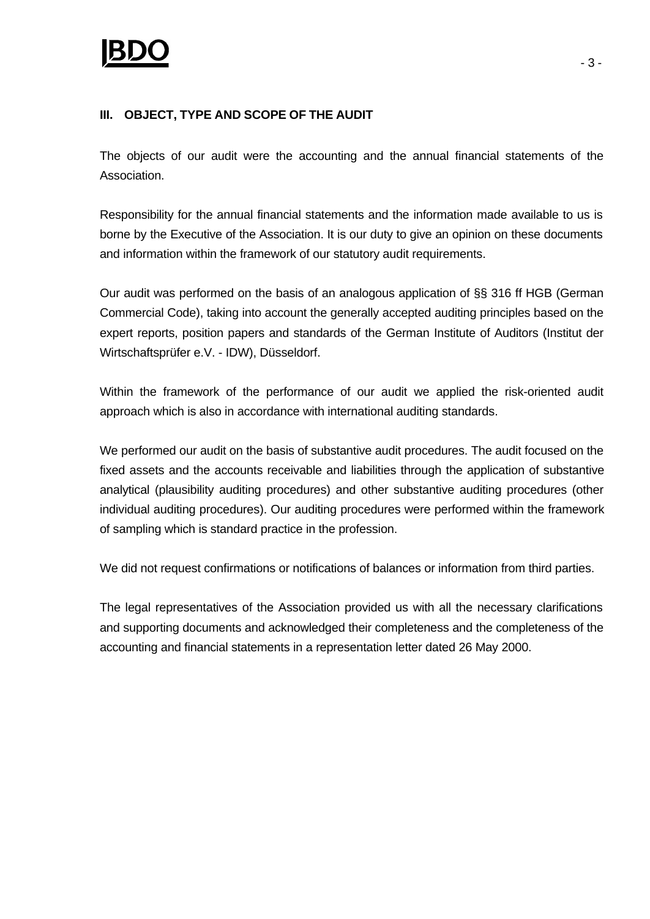## III. OBJECT, TYPE AND SCOPE OF THE AUDIT

The objects of our audit were the accounting and the annual financial statements of the Association.

Responsibility for the annual financial statements and the information made available to us is borne by the Executive of the Association. It is our duty to give an opinion on these documents and information within the framework of our statutory audit requirements.

Our audit was performed on the basis of an analogous application of §§ 316 ff HGB (German Commercial Code), taking into account the generally accepted auditing principles based on the expert reports, position papers and standards of the German Institute of Auditors (Institut der Wirtschaftsprüfer e.V. - IDW), Düsseldorf.

Within the framework of the performance of our audit we applied the risk-oriented audit approach which is also in accordance with international auditing standards.

We performed our audit on the basis of substantive audit procedures. The audit focused on the fixed assets and the accounts receivable and liabilities through the application of substantive analytical (plausibility auditing procedures) and other substantive auditing procedures (other individual auditing procedures). Our auditing procedures were performed within the framework of sampling which is standard practice in the profession.

We did not request confirmations or notifications of balances or information from third parties.

The legal representatives of the Association provided us with all the necessary clarifications and supporting documents and acknowledged their completeness and the completeness of the accounting and financial statements in a representation letter dated 26 May 2000.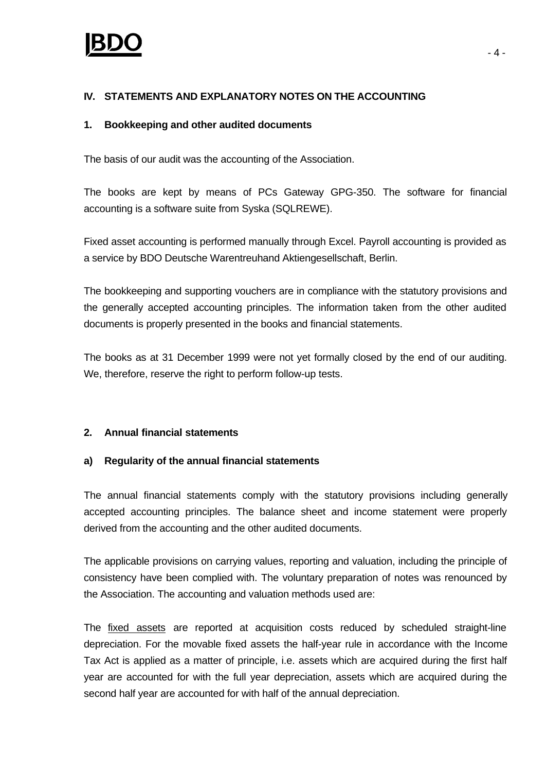## IV. STATEMENTS AND EXPLANATORY NOTES ON THE ACCOUNTING

### 1. Bookkeeping and other audited documents

The basis of our audit was the accounting of the Association.

The books are kept by means of PCs Gateway GPG-350. The software for financial accounting is a software suite from Syska (SQLREWE).

Fixed asset accounting is performed manually through Excel. Payroll accounting is provided as a service by BDO Deutsche Warentreuhand Aktiengesellschaft, Berlin.

The bookkeeping and supporting vouchers are in compliance with the statutory provisions and the generally accepted accounting principles. The information taken from the other audited documents is properly presented in the books and financial statements.

The books as at 31 December 1999 were not yet formally closed by the end of our auditing. We, therefore, reserve the right to perform follow-up tests.

### 2. Annual financial statements

#### a) Regularity of the annual financial statements

The annual financial statements comply with the statutory provisions including generally accepted accounting principles. The balance sheet and income statement were properly derived from the accounting and the other audited documents.

The applicable provisions on carrying values, reporting and valuation, including the principle of consistency have been complied with. The voluntary preparation of notes was renounced by the Association. The accounting and valuation methods used are:

The fixed assets are reported at acquisition costs reduced by scheduled straight-line depreciation. For the movable fixed assets the half-year rule in accordance with the Income Tax Act is applied as a matter of principle, i.e. assets which are acquired during the first half year are accounted for with the full year depreciation, assets which are acquired during the second half year are accounted for with half of the annual depreciation.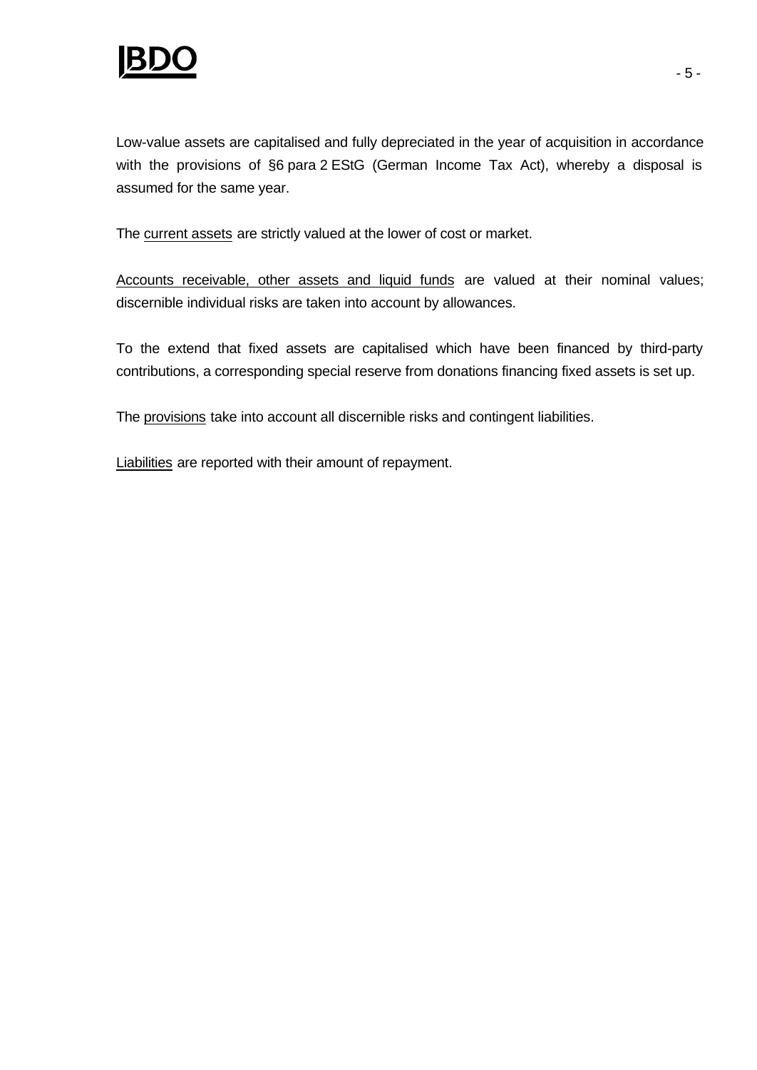Low-value assets are capitalised and fully depreciated in the year of acquisition in accordance with the provisions of §6 para 2 EStG (German Income Tax Act), whereby a disposal is assumed for the same year.

The <u>current assets</u> are strictly valued at the lower of cost or market.

<u>Accounts receivable, other assets and liquid funds</u> are valued at their nominal values; discernible individual risks are taken into account by allowances.

To the extend that fixed assets are capitalised which have been financed by third-party contributions, a corresponding special reserve from donations financing fixed assets is set up.

The <u>provisions</u> take into account all discernible risks and contingent liabilities.

<u>Liabilities</u> are reported with their amount of repayment.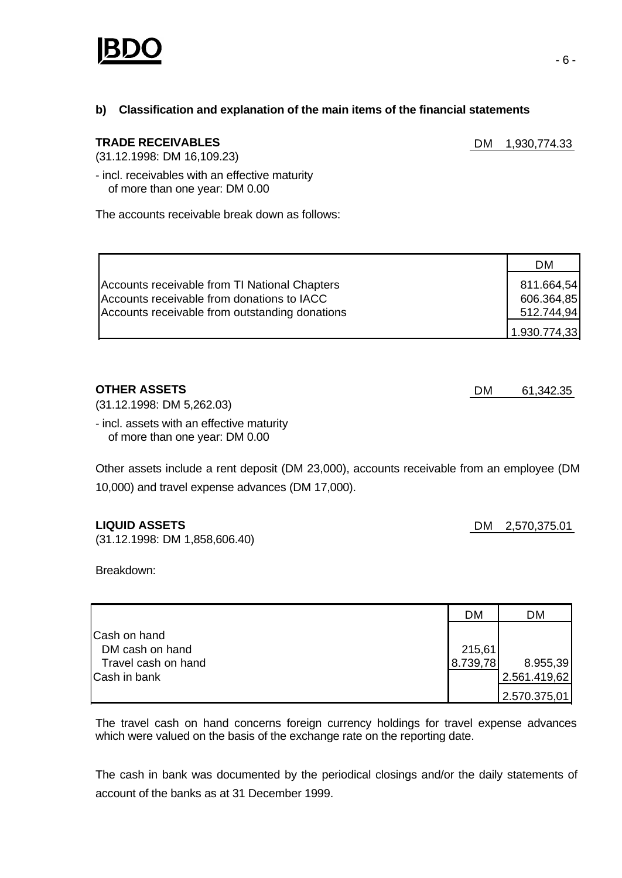### b) Classification and explanation of the main items of the financial statements

**TRADE RECEIVABLES** DM 1,930,774.33

(31.12.1998: DM 16,109.23)

- incl. receivables with an effective maturity of more than one year: DM 0.00

The accounts receivable break down as follows:

| | DM |
|---|---|
| Accounts receivable from TI National Chapters | 811.664,54 |
| Accounts receivable from donations to IACC | 606.364,85 |
| Accounts receivable from outstanding donations | 512.744,94 |
| | 1.930.774,33 |

**OTHER ASSETS** DM 61,342.35

(31.12.1998: DM 5,262.03)

- incl. assets with an effective maturity of more than one year: DM 0.00

Other assets include a rent deposit (DM 23,000), accounts receivable from an employee (DM 10,000) and travel expense advances (DM 17,000).

**LIQUID ASSETS** DM 2,570,375.01

(31.12.1998: DM 1,858,606.40)

Breakdown:

| | DM | DM |
|---|---|---|
| Cash on hand | | |
| DM cash on hand | 215,61 | |
| Travel cash on hand | 8.739,78 | 8.955,39 |
| Cash in bank | | 2.561.419,62 |
| | | 2.570.375,01 |

The travel cash on hand concerns foreign currency holdings for travel expense advances which were valued on the basis of the exchange rate on the reporting date.

The cash in bank was documented by the periodical closings and/or the daily statements of account of the banks as at 31 December 1999.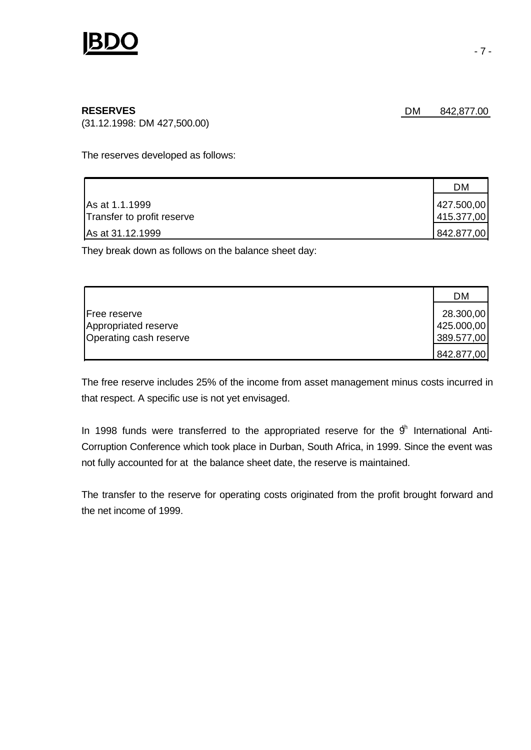**RESERVES** DM 842,877.00

(31.12.1998: DM 427,500.00)

The reserves developed as follows:

| | DM |
|---|---|
| As at 1.1.1999 | 427.500,00 |
| Transfer to profit reserve | 415.377,00 |
| As at 31.12.1999 | 842.877,00 |

They break down as follows on the balance sheet day:

| | DM |
|---|---|
| Free reserve | 28.300,00 |
| Appropriated reserve | 425.000,00 |
| Operating cash reserve | 389.577,00 |
| | 842.877,00 |

The free reserve includes 25% of the income from asset management minus costs incurred in that respect. A specific use is not yet envisaged.

In 1998 funds were transferred to the appropriated reserve for the 9th International Anti-Corruption Conference which took place in Durban, South Africa, in 1999. Since the event was not fully accounted for at the balance sheet date, the reserve is maintained.

The transfer to the reserve for operating costs originated from the profit brought forward and the net income of 1999.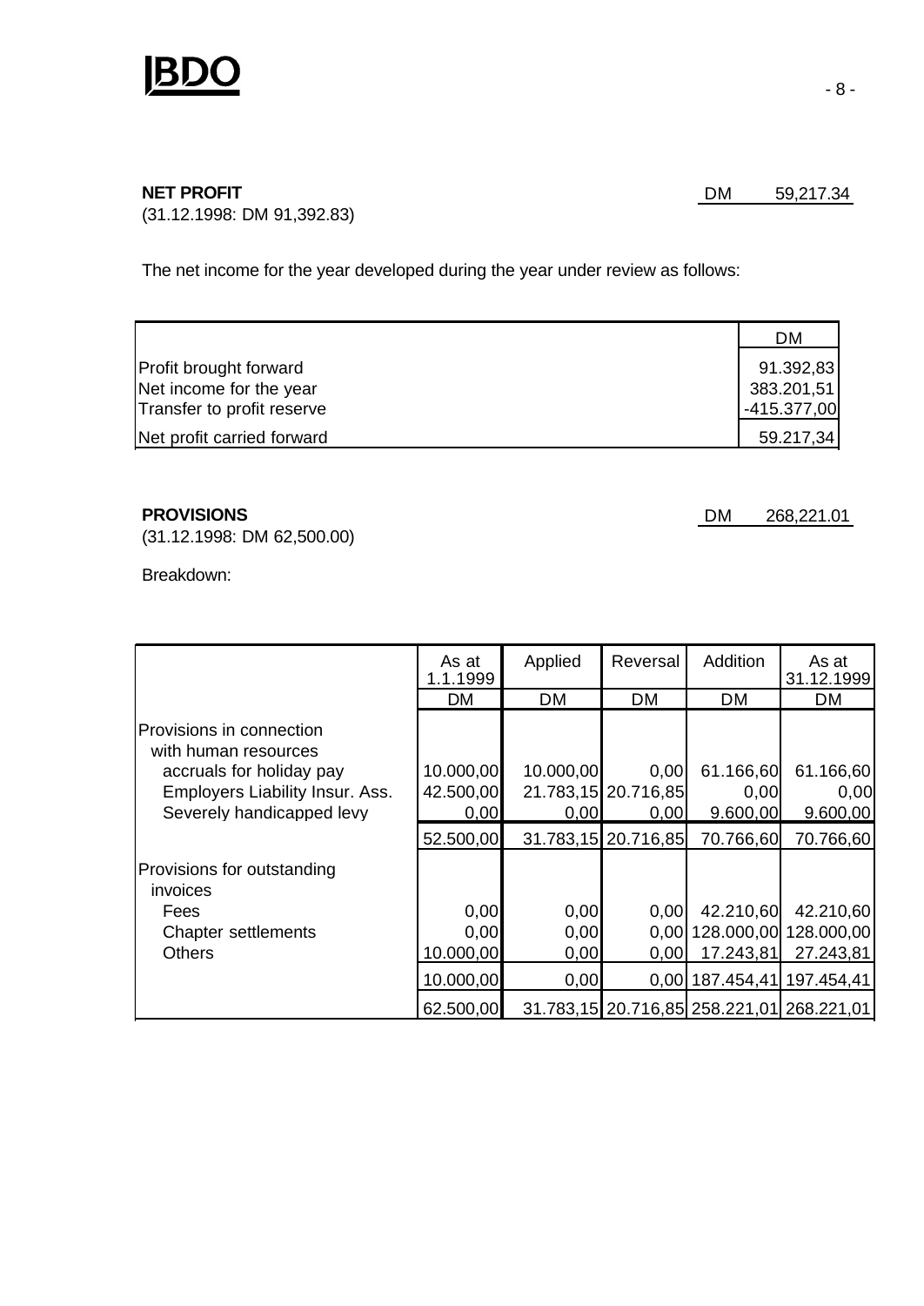**NET PROFIT** DM 59,217.34

(31.12.1998: DM 91,392.83)

The net income for the year developed during the year under review as follows:

| | DM |
|---|---|
| Profit brought forward | 91.392,83 |
| Net income for the year | 383.201,51 |
| Transfer to profit reserve | -415.377,00 |
| Net profit carried forward | 59.217,34 |

**PROVISIONS** DM 268,221.01

(31.12.1998: DM 62,500.00)

Breakdown:

| | As at 1.1.1999 | Applied | Reversal | Addition | As at 31.12.1999 |
|---|---|---|---|---|---|
| | DM | DM | DM | DM | DM |
| Provisions in connection with human resources | | | | | |
| accruals for holiday pay | 10.000,00 | 10.000,00 | 0,00 | 61.166,60 | 61.166,60 |
| Employers Liability Insur. Ass. | 42.500,00 | 21.783,15 | 20.716,85 | 0,00 | 0,00 |
| Severely handicapped levy | 0,00 | 0,00 | 0,00 | 9.600,00 | 9.600,00 |
| | 52.500,00 | 31.783,15 | 20.716,85 | 70.766,60 | 70.766,60 |
| Provisions for outstanding invoices | | | | | |
| Fees | 0,00 | 0,00 | 0,00 | 42.210,60 | 42.210,60 |
| Chapter settlements | 0,00 | 0,00 | 0,00 | 128.000,00 | 128.000,00 |
| Others | 10.000,00 | 0,00 | 0,00 | 17.243,81 | 27.243,81 |
| | 10.000,00 | 0,00 | 0,00 | 187.454,41 | 197.454,41 |
| | 62.500,00 | 31.783,15 | 20.716,85 | 258.221,01 | 268.221,01 |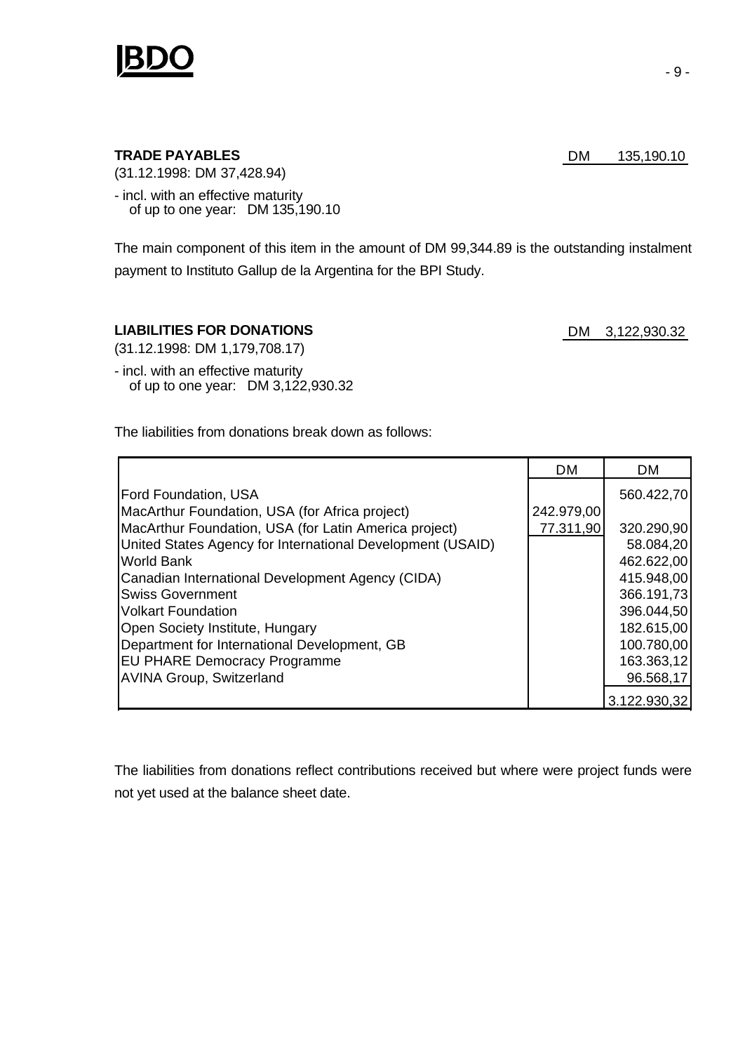**TRADE PAYABLES** DM 135,190.10

(31.12.1998: DM 37,428.94)

- incl. with an effective maturity of up to one year: DM 135,190.10

The main component of this item in the amount of DM 99,344.89 is the outstanding instalment payment to Instituto Gallup de la Argentina for the BPI Study.

**LIABILITIES FOR DONATIONS** DM 3,122,930.32

(31.12.1998: DM 1,179,708.17)

- incl. with an effective maturity of up to one year: DM 3,122,930.32

The liabilities from donations break down as follows:

| | DM | DM |
|---|---|---|
| Ford Foundation, USA | | 560.422,70 |
| MacArthur Foundation, USA (for Africa project) | 242.979,00 | |
| MacArthur Foundation, USA (for Latin America project) | 77.311,90 | 320.290,90 |
| United States Agency for International Development (USAID) | | 58.084,20 |
| World Bank | | 462.622,00 |
| Canadian International Development Agency (CIDA) | | 415.948,00 |
| Swiss Government | | 366.191,73 |
| Volkart Foundation | | 396.044,50 |
| Open Society Institute, Hungary | | 182.615,00 |
| Department for International Development, GB | | 100.780,00 |
| EU PHARE Democracy Programme | | 163.363,12 |
| AVINA Group, Switzerland | | 96.568,17 |
| | | 3.122.930,32 |

The liabilities from donations reflect contributions received but where were project funds were not yet used at the balance sheet date.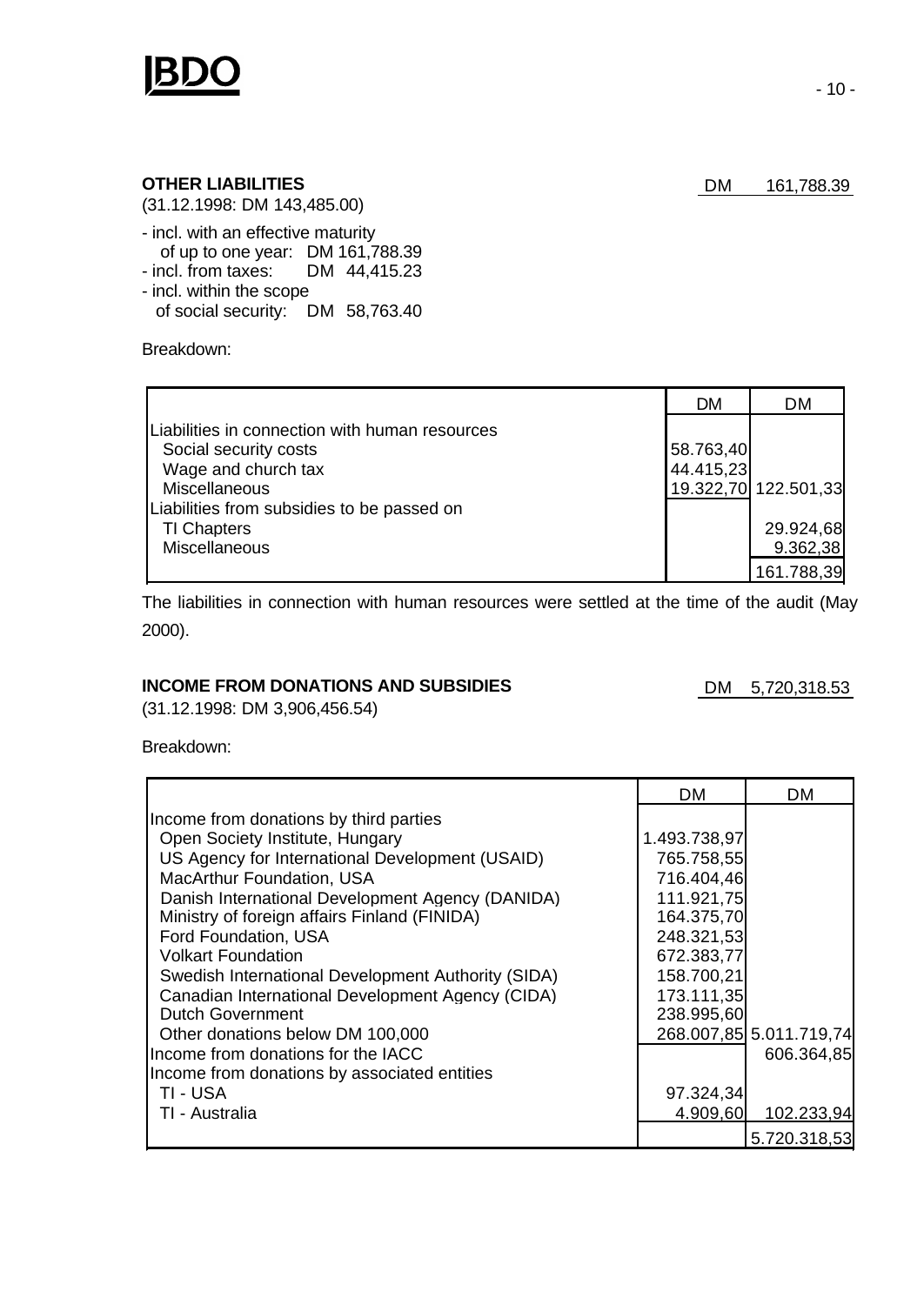**OTHER LIABILITIES** DM 161,788.39

(31.12.1998: DM 143,485.00)

- incl. with an effective maturity of up to one year: DM 161,788.39
- incl. from taxes: DM 44,415.23
- incl. within the scope of social security: DM 58,763.40

Breakdown:

| | DM | DM |
|---|---|---|
| Liabilities in connection with human resources | | |
| Social security costs | 58.763,40 | |
| Wage and church tax | 44.415,23 | |
| Miscellaneous | 19.322,70 | 122.501,33 |
| Liabilities from subsidies to be passed on | | |
| TI Chapters | | 29.924,68 |
| Miscellaneous | | 9.362,38 |
| | | 161.788,39 |

The liabilities in connection with human resources were settled at the time of the audit (May 2000).

**INCOME FROM DONATIONS AND SUBSIDIES** DM 5,720,318.53

(31.12.1998: DM 3,906,456.54)

Breakdown:

| | DM | DM |
|---|---|---|
| Income from donations by third parties | | |
| Open Society Institute, Hungary | 1.493.738,97 | |
| US Agency for International Development (USAID) | 765.758,55 | |
| MacArthur Foundation, USA | 716.404,46 | |
| Danish International Development Agency (DANIDA) | 111.921,75 | |
| Ministry of foreign affairs Finland (FINIDA) | 164.375,70 | |
| Ford Foundation, USA | 248.321,53 | |
| Volkart Foundation | 672.383,77 | |
| Swedish International Development Authority (SIDA) | 158.700,21 | |
| Canadian International Development Agency (CIDA) | 173.111,35 | |
| Dutch Government | 238.995,60 | |
| Other donations below DM 100,000 | 268.007,85 | 5.011.719,74 |
| Income from donations for the IACC | | 606.364,85 |
| Income from donations by associated entities | | |
| TI - USA | 97.324,34 | |
| TI - Australia | 4.909,60 | 102.233,94 |
| | | 5.720.318,53 |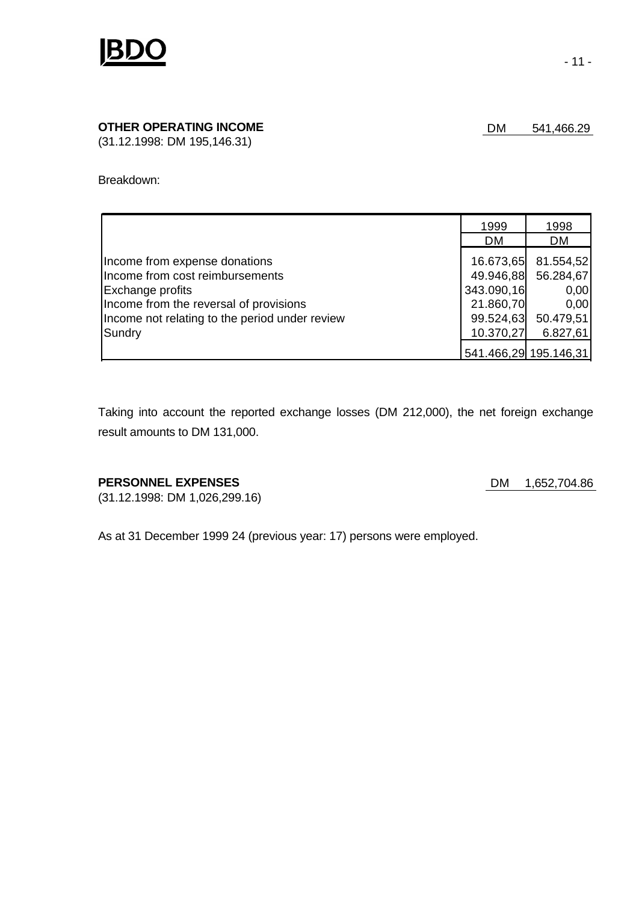**OTHER OPERATING INCOME** DM 541,466.29
(31.12.1998: DM 195,146.31)

Breakdown:

| | 1999 | 1998 |
|---|---|---|
| | DM | DM |
| Income from expense donations | 16.673,65 | 81.554,52 |
| Income from cost reimbursements | 49.946,88 | 56.284,67 |
| Exchange profits | 343.090,16 | 0,00 |
| Income from the reversal of provisions | 21.860,70 | 0,00 |
| Income not relating to the period under review | 99.524,63 | 50.479,51 |
| Sundry | 10.370,27 | 6.827,61 |
| | 541.466,29 | 195.146,31 |

Taking into account the reported exchange losses (DM 212,000), the net foreign exchange result amounts to DM 131,000.

**PERSONNEL EXPENSES** DM 1,652,704.86
(31.12.1998: DM 1,026,299.16)

As at 31 December 1999 24 (previous year: 17) persons were employed.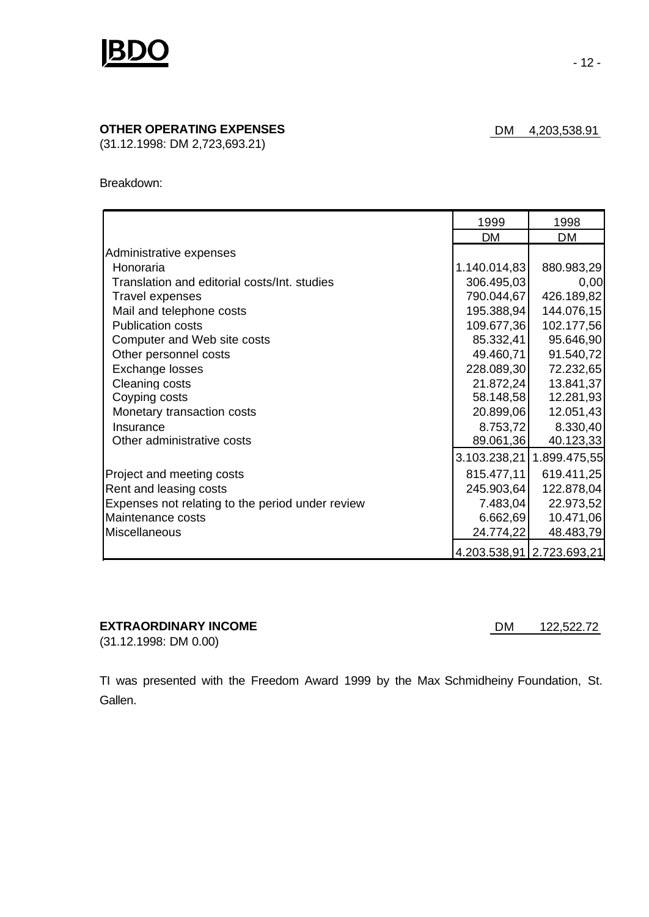**OTHER OPERATING EXPENSES** DM 4,203,538.91

(31.12.1998: DM 2,723,693.21)

Breakdown:

| | 1999 | 1998 |
|---|---|---|
| | DM | DM |
| Administrative expenses | | |
| Honoraria | 1.140.014,83 | 880.983,29 |
| Translation and editorial costs/Int. studies | 306.495,03 | 0,00 |
| Travel expenses | 790.044,67 | 426.189,82 |
| Mail and telephone costs | 195.388,94 | 144.076,15 |
| Publication costs | 109.677,36 | 102.177,56 |
| Computer and Web site costs | 85.332,41 | 95.646,90 |
| Other personnel costs | 49.460,71 | 91.540,72 |
| Exchange losses | 228.089,30 | 72.232,65 |
| Cleaning costs | 21.872,24 | 13.841,37 |
| Coyping costs | 58.148,58 | 12.281,93 |
| Monetary transaction costs | 20.899,06 | 12.051,43 |
| Insurance | 8.753,72 | 8.330,40 |
| Other administrative costs | 89.061,36 | 40.123,33 |
| | 3.103.238,21 | 1.899.475,55 |
| Project and meeting costs | 815.477,11 | 619.411,25 |
| Rent and leasing costs | 245.903,64 | 122.878,04 |
| Expenses not relating to the period under review | 7.483,04 | 22.973,52 |
| Maintenance costs | 6.662,69 | 10.471,06 |
| Miscellaneous | 24.774,22 | 48.483,79 |
| | 4.203.538,91 | 2.723.693,21 |

**EXTRAORDINARY INCOME** DM 122,522.72

(31.12.1998: DM 0.00)

TI was presented with the Freedom Award 1999 by the Max Schmidheiny Foundation, St. Gallen.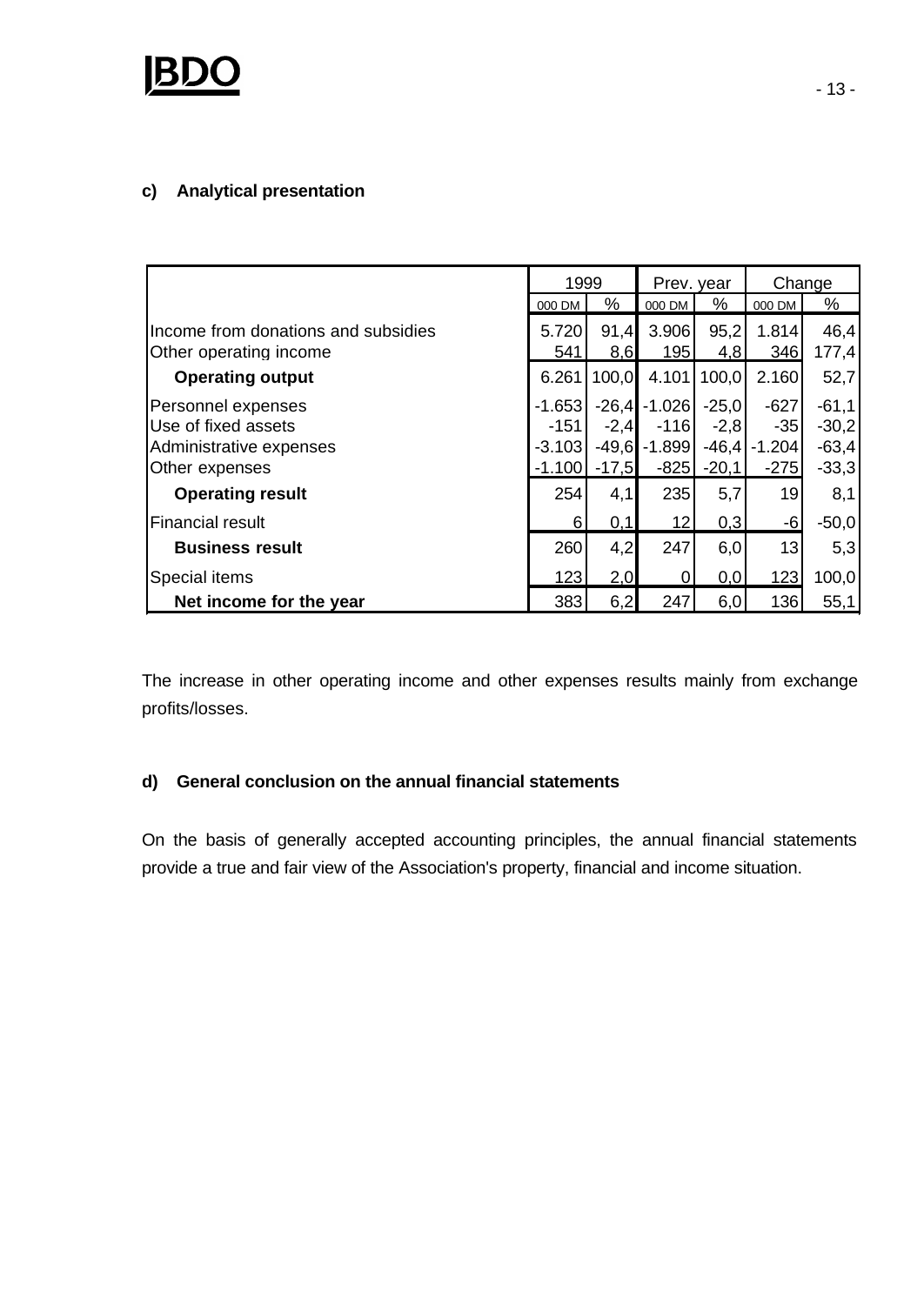### c) Analytical presentation

| | 1999 | | Prev. year | | Change | |
|---|---|---|---|---|---|---|
| | 000 DM | % | 000 DM | % | 000 DM | % |
| Income from donations and subsidies | 5.720 | 91,4 | 3.906 | 95,2 | 1.814 | 46,4 |
| Other operating income | 541 | 8,6 | 195 | 4,8 | 346 | 177,4 |
| **Operating output** | 6.261 | 100,0 | 4.101 | 100,0 | 2.160 | 52,7 |
| Personnel expenses | -1.653 | -26,4 | -1.026 | -25,0 | -627 | -61,1 |
| Use of fixed assets | -151 | -2,4 | -116 | -2,8 | -35 | -30,2 |
| Administrative expenses | -3.103 | -49,6 | -1.899 | -46,4 | -1.204 | -63,4 |
| Other expenses | -1.100 | -17,5 | -825 | -20,1 | -275 | -33,3 |
| **Operating result** | 254 | 4,1 | 235 | 5,7 | 19 | 8,1 |
| Financial result | 6 | 0,1 | 12 | 0,3 | -6 | -50,0 |
| **Business result** | 260 | 4,2 | 247 | 6,0 | 13 | 5,3 |
| Special items | 123 | 2,0 | 0 | 0,0 | 123 | 100,0 |
| **Net income for the year** | 383 | 6,2 | 247 | 6,0 | 136 | 55,1 |

The increase in other operating income and other expenses results mainly from exchange profits/losses.

### d) General conclusion on the annual financial statements

On the basis of generally accepted accounting principles, the annual financial statements provide a true and fair view of the Association's property, financial and income situation.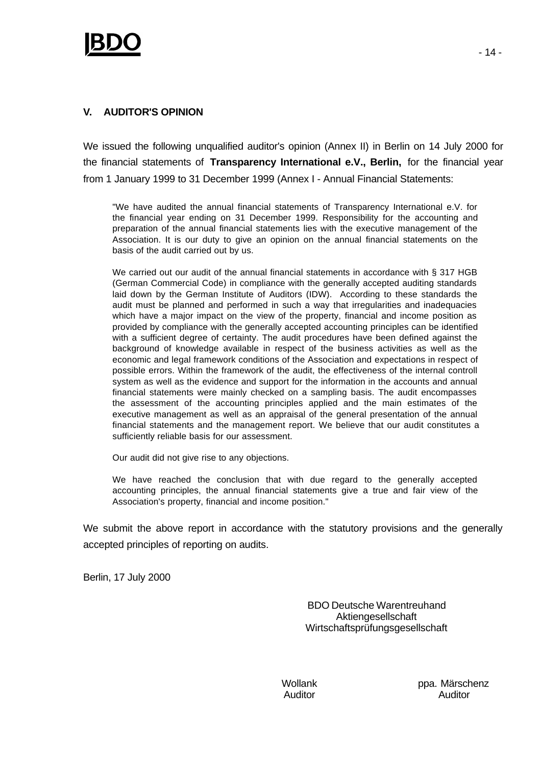## V. AUDITOR'S OPINION

We issued the following unqualified auditor's opinion (Annex II) in Berlin on 14 July 2000 for the financial statements of **Transparency International e.V., Berlin,** for the financial year from 1 January 1999 to 31 December 1999 (Annex I - Annual Financial Statements:

> "We have audited the annual financial statements of Transparency International e.V. for the financial year ending on 31 December 1999. Responsibility for the accounting and preparation of the annual financial statements lies with the executive management of the Association. It is our duty to give an opinion on the annual financial statements on the basis of the audit carried out by us.
>
> We carried out our audit of the annual financial statements in accordance with § 317 HGB (German Commercial Code) in compliance with the generally accepted auditing standards laid down by the German Institute of Auditors (IDW). According to these standards the audit must be planned and performed in such a way that irregularities and inadequacies which have a major impact on the view of the property, financial and income position as provided by compliance with the generally accepted accounting principles can be identified with a sufficient degree of certainty. The audit procedures have been defined against the background of knowledge available in respect of the business activities as well as the economic and legal framework conditions of the Association and expectations in respect of possible errors. Within the framework of the audit, the effectiveness of the internal controll system as well as the evidence and support for the information in the accounts and annual financial statements were mainly checked on a sampling basis. The audit encompasses the assessment of the accounting principles applied and the main estimates of the executive management as well as an appraisal of the general presentation of the annual financial statements and the management report. We believe that our audit constitutes a sufficiently reliable basis for our assessment.
>
> Our audit did not give rise to any objections.
>
> We have reached the conclusion that with due regard to the generally accepted accounting principles, the annual financial statements give a true and fair view of the Association's property, financial and income position."

We submit the above report in accordance with the statutory provisions and the generally accepted principles of reporting on audits.

Berlin, 17 July 2000

BDO Deutsche Warentreuhand
Aktiengesellschaft
Wirtschaftsprüfungsgesellschaft

Wollank
Auditor

ppa. Märschenz
Auditor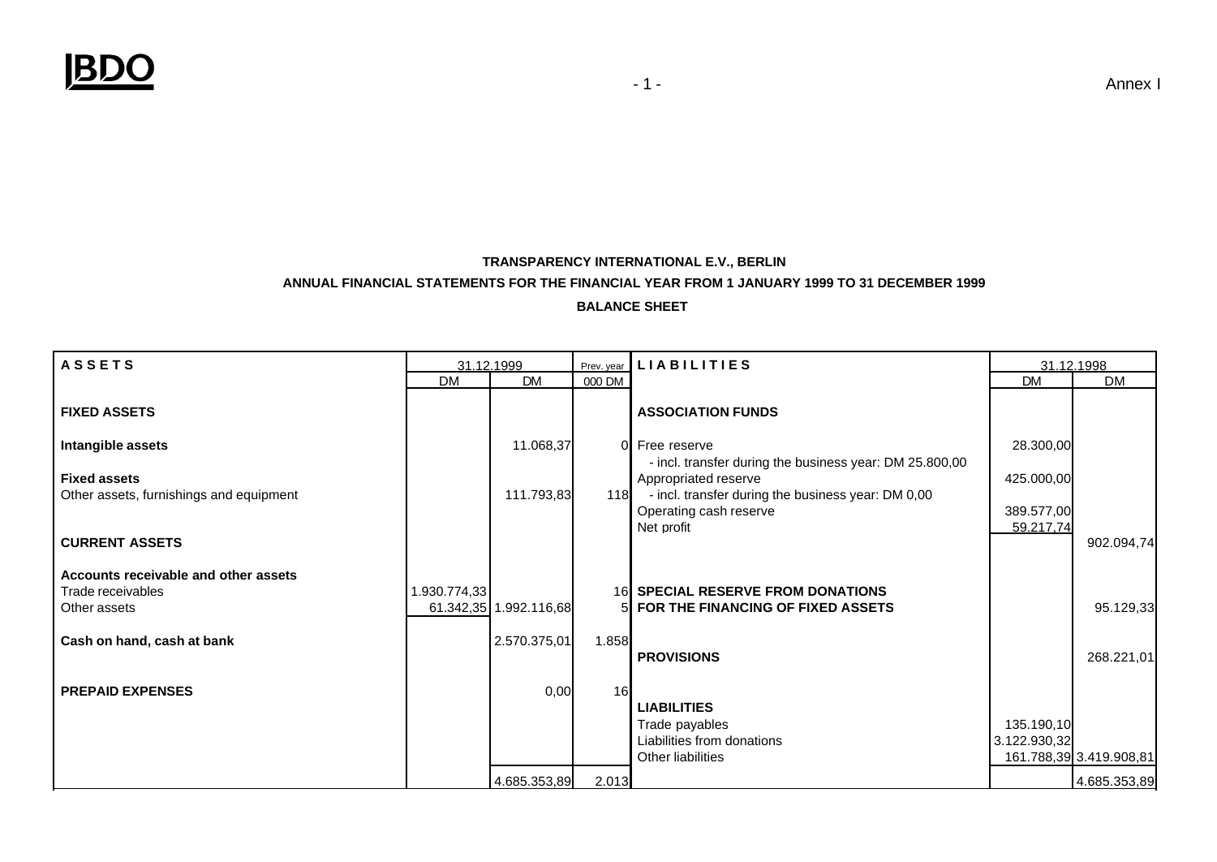**TRANSPARENCY INTERNATIONAL E.V., BERLIN**

**ANNUAL FINANCIAL STATEMENTS FOR THE FINANCIAL YEAR FROM 1 JANUARY 1999 TO 31 DECEMBER 1999**

**BALANCE SHEET**

| **A S S E T S** | 31.12.1999 | | Prev. year | **L I A B I L I T I E S** | 31.12.1998 | |
|---|---|---|---|---|---|---|
| | DM | DM | 000 DM | | DM | DM |
| **FIXED ASSETS** | | | | **ASSOCIATION FUNDS** | | |
| **Intangible assets** | | 11.068,37 | 0 | Free reserve | 28.300,00 | |
| | | | | - incl. transfer during the business year: DM 25.800,00 | | |
| **Fixed assets** | | | | Appropriated reserve | 425.000,00 | |
| Other assets, furnishings and equipment | | 111.793,83 | 118 | - incl. transfer during the business year: DM 0,00 | | |
| | | | | Operating cash reserve | 389.577,00 | |
| | | | | Net profit | 59.217,74 | |
| **CURRENT ASSETS** | | | | | | 902.094,74 |
| **Accounts receivable and other assets** | | | | | | |
| Trade receivables | 1.930.774,33 | | 16 | **SPECIAL RESERVE FROM DONATIONS** | | |
| Other assets | 61.342,35 | 1.992.116,68 | 5 | **FOR THE FINANCING OF FIXED ASSETS** | | 95.129,33 |
| **Cash on hand, cash at bank** | | 2.570.375,01 | 1.858 | | | |
| | | | | **PROVISIONS** | | 268.221,01 |
| **PREPAID EXPENSES** | | 0,00 | 16 | | | |
| | | | | **LIABILITIES** | | |
| | | | | Trade payables | 135.190,10 | |
| | | | | Liabilities from donations | 3.122.930,32 | |
| | | | | Other liabilities | 161.788,39 | 3.419.908,81 |
| | | 4.685.353,89 | 2.013 | | | 4.685.353,89 |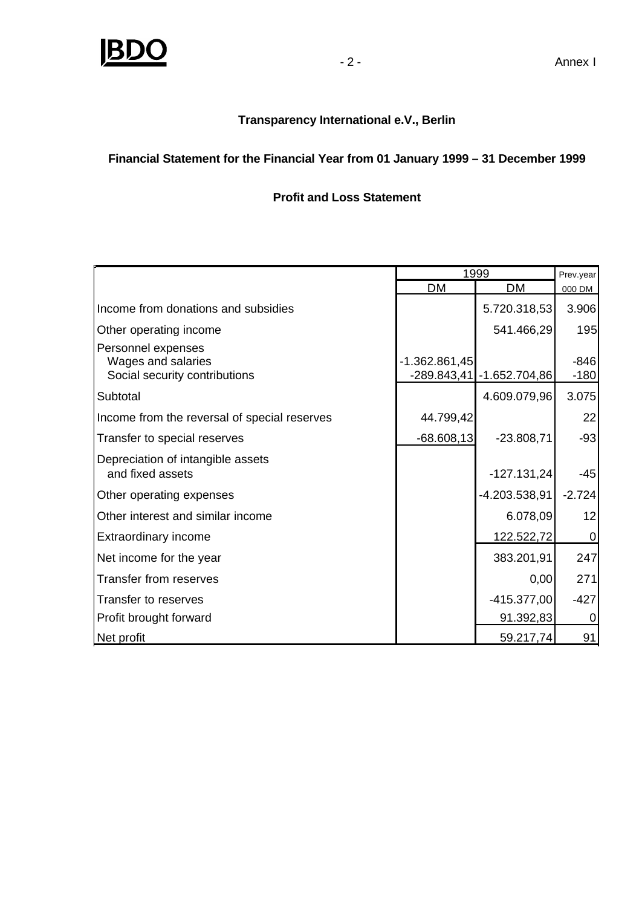**Transparency International e.V., Berlin**

**Financial Statement for the Financial Year from 01 January 1999 – 31 December 1999**

**Profit and Loss Statement**

| | 1999 | | Prev.year |
|---|---|---|---|
| | DM | DM | 000 DM |
| Income from donations and subsidies | | 5.720.318,53 | 3.906 |
| Other operating income | | 541.466,29 | 195 |
| Personnel expenses | | | |
| Wages and salaries | -1.362.861,45 | | -846 |
| Social security contributions | -289.843,41 | -1.652.704,86 | -180 |
| Subtotal | | 4.609.079,96 | 3.075 |
| Income from the reversal of special reserves | 44.799,42 | | 22 |
| Transfer to special reserves | -68.608,13 | -23.808,71 | -93 |
| Depreciation of intangible assets and fixed assets | | -127.131,24 | -45 |
| Other operating expenses | | -4.203.538,91 | -2.724 |
| Other interest and similar income | | 6.078,09 | 12 |
| Extraordinary income | | 122.522,72 | 0 |
| Net income for the year | | 383.201,91 | 247 |
| Transfer from reserves | | 0,00 | 271 |
| Transfer to reserves | | -415.377,00 | -427 |
| Profit brought forward | | 91.392,83 | 0 |
| Net profit | | 59.217,74 | 91 |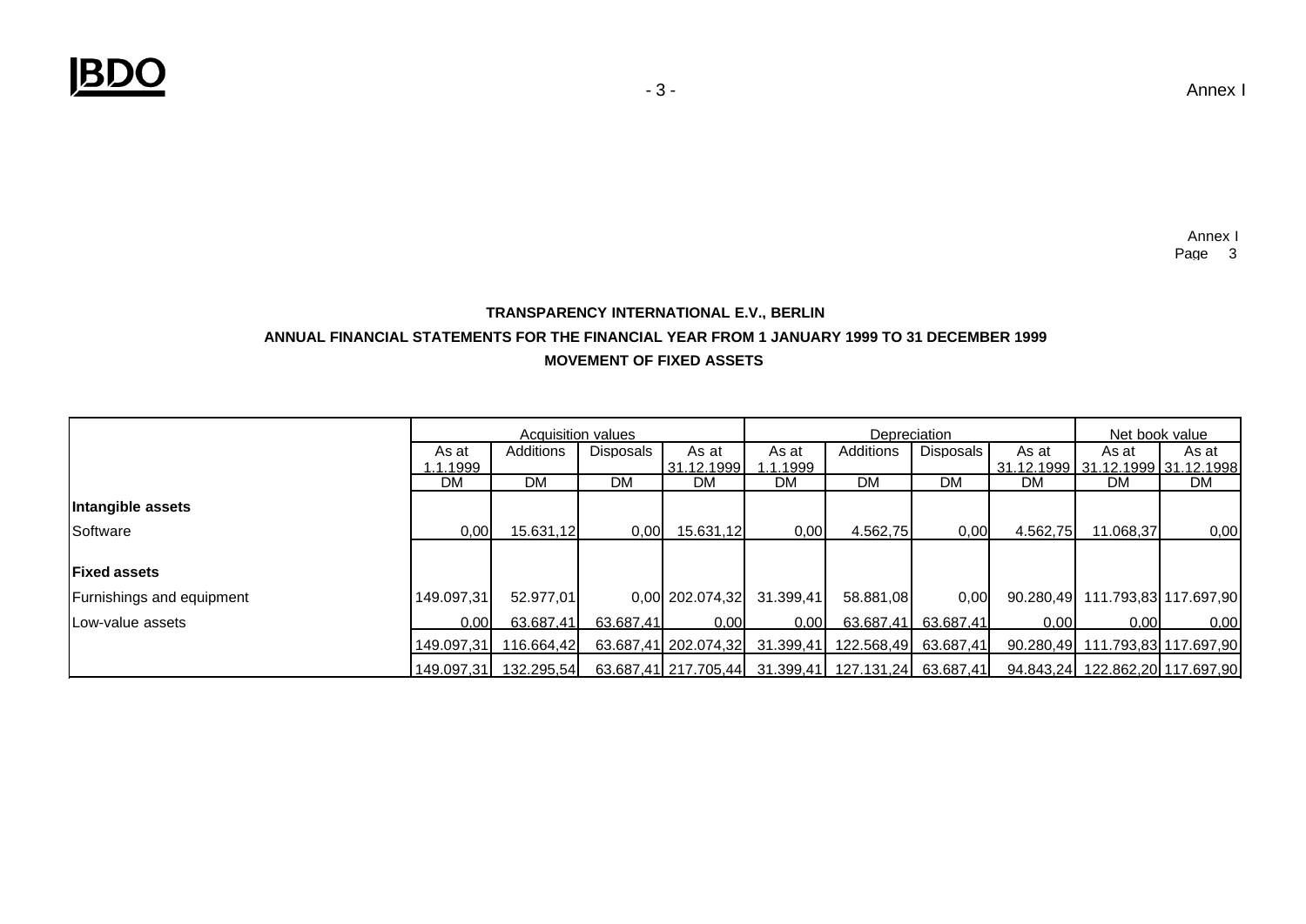Annex I
Page 3

**TRANSPARENCY INTERNATIONAL E.V., BERLIN**

**ANNUAL FINANCIAL STATEMENTS FOR THE FINANCIAL YEAR FROM 1 JANUARY 1999 TO 31 DECEMBER 1999**

**MOVEMENT OF FIXED ASSETS**

| | Acquisition values | | | | Depreciation | | | | Net book value | |
|---|---|---|---|---|---|---|---|---|---|---|
| | As at 1.1.1999 | Additions | Disposals | As at 31.12.1999 | As at 1.1.1999 | Additions | Disposals | As at 31.12.1999 | As at 31.12.1999 | As at 31.12.1998 |
| | DM | DM | DM | DM | DM | DM | DM | DM | DM | DM |
| **Intangible assets** | | | | | | | | | | |
| Software | 0,00 | 15.631,12 | 0,00 | 15.631,12 | 0,00 | 4.562,75 | 0,00 | 4.562,75 | 11.068,37 | 0,00 |
| **Fixed assets** | | | | | | | | | | |
| Furnishings and equipment | 149.097,31 | 52.977,01 | 0,00 | 202.074,32 | 31.399,41 | 58.881,08 | 0,00 | 90.280,49 | 111.793,83 | 117.697,90 |
| Low-value assets | 0,00 | 63.687,41 | 63.687,41 | 0,00 | 0,00 | 63.687,41 | 63.687,41 | 0,00 | 0,00 | 0,00 |
| | 149.097,31 | 116.664,42 | 63.687,41 | 202.074,32 | 31.399,41 | 122.568,49 | 63.687,41 | 90.280,49 | 111.793,83 | 117.697,90 |
| | 149.097,31 | 132.295,54 | 63.687,41 | 217.705,44 | 31.399,41 | 127.131,24 | 63.687,41 | 94.843,24 | 122.862,20 | 117.697,90 |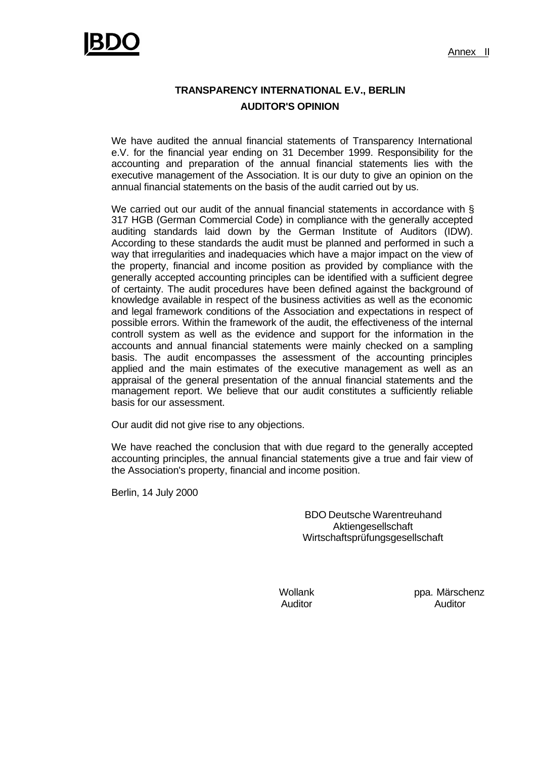BDO

Annex II

# TRANSPARENCY INTERNATIONAL E.V., BERLIN

## AUDITOR'S OPINION

We have audited the annual financial statements of Transparency International e.V. for the financial year ending on 31 December 1999. Responsibility for the accounting and preparation of the annual financial statements lies with the executive management of the Association. It is our duty to give an opinion on the annual financial statements on the basis of the audit carried out by us.

We carried out our audit of the annual financial statements in accordance with § 317 HGB (German Commercial Code) in compliance with the generally accepted auditing standards laid down by the German Institute of Auditors (IDW). According to these standards the audit must be planned and performed in such a way that irregularities and inadequacies which have a major impact on the view of the property, financial and income position as provided by compliance with the generally accepted accounting principles can be identified with a sufficient degree of certainty. The audit procedures have been defined against the background of knowledge available in respect of the business activities as well as the economic and legal framework conditions of the Association and expectations in respect of possible errors. Within the framework of the audit, the effectiveness of the internal controll system as well as the evidence and support for the information in the accounts and annual financial statements were mainly checked on a sampling basis. The audit encompasses the assessment of the accounting principles applied and the main estimates of the executive management as well as an appraisal of the general presentation of the annual financial statements and the management report. We believe that our audit constitutes a sufficiently reliable basis for our assessment.

Our audit did not give rise to any objections.

We have reached the conclusion that with due regard to the generally accepted accounting principles, the annual financial statements give a true and fair view of the Association's property, financial and income position.

Berlin, 14 July 2000

BDO Deutsche Warentreuhand
Aktiengesellschaft
Wirtschaftsprüfungsgesellschaft

| Wollank | ppa. Märschenz |
|---|---|
| Auditor | Auditor |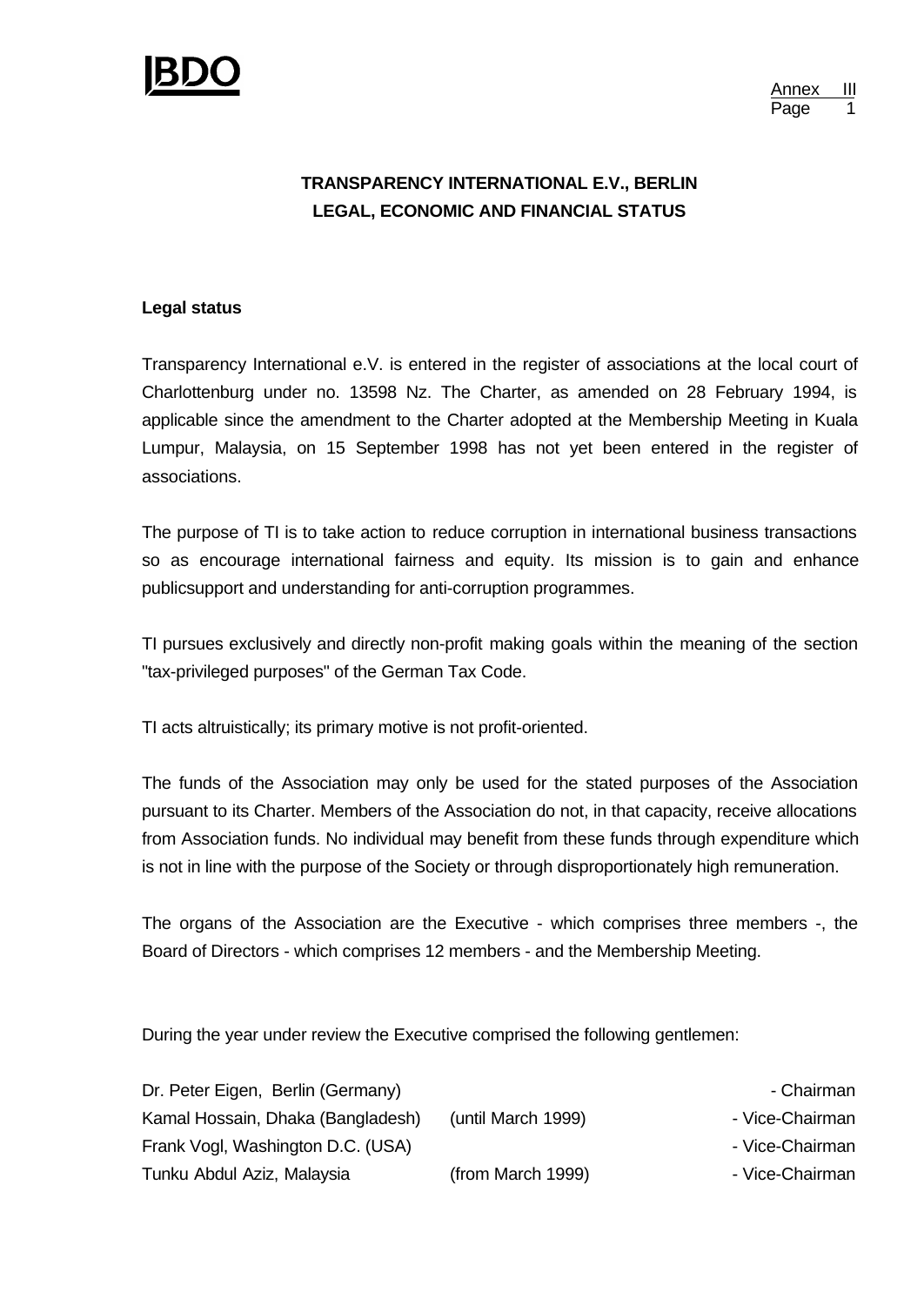## TRANSPARENCY INTERNATIONAL E.V., BERLIN
## LEGAL, ECONOMIC AND FINANCIAL STATUS

**Legal status**

Transparency International e.V. is entered in the register of associations at the local court of Charlottenburg under no. 13598 Nz. The Charter, as amended on 28 February 1994, is applicable since the amendment to the Charter adopted at the Membership Meeting in Kuala Lumpur, Malaysia, on 15 September 1998 has not yet been entered in the register of associations.

The purpose of TI is to take action to reduce corruption in international business transactions so as encourage international fairness and equity. Its mission is to gain and enhance publicsupport and understanding for anti-corruption programmes.

TI pursues exclusively and directly non-profit making goals within the meaning of the section "tax-privileged purposes" of the German Tax Code.

TI acts altruistically; its primary motive is not profit-oriented.

The funds of the Association may only be used for the stated purposes of the Association pursuant to its Charter. Members of the Association do not, in that capacity, receive allocations from Association funds. No individual may benefit from these funds through expenditure which is not in line with the purpose of the Society or through disproportionately high remuneration.

The organs of the Association are the Executive - which comprises three members -, the Board of Directors - which comprises 12 members - and the Membership Meeting.

During the year under review the Executive comprised the following gentlemen:

| | | |
|---|---|---|
| Dr. Peter Eigen, Berlin (Germany) | | - Chairman |
| Kamal Hossain, Dhaka (Bangladesh) | (until March 1999) | - Vice-Chairman |
| Frank Vogl, Washington D.C. (USA) | | - Vice-Chairman |
| Tunku Abdul Aziz, Malaysia | (from March 1999) | - Vice-Chairman |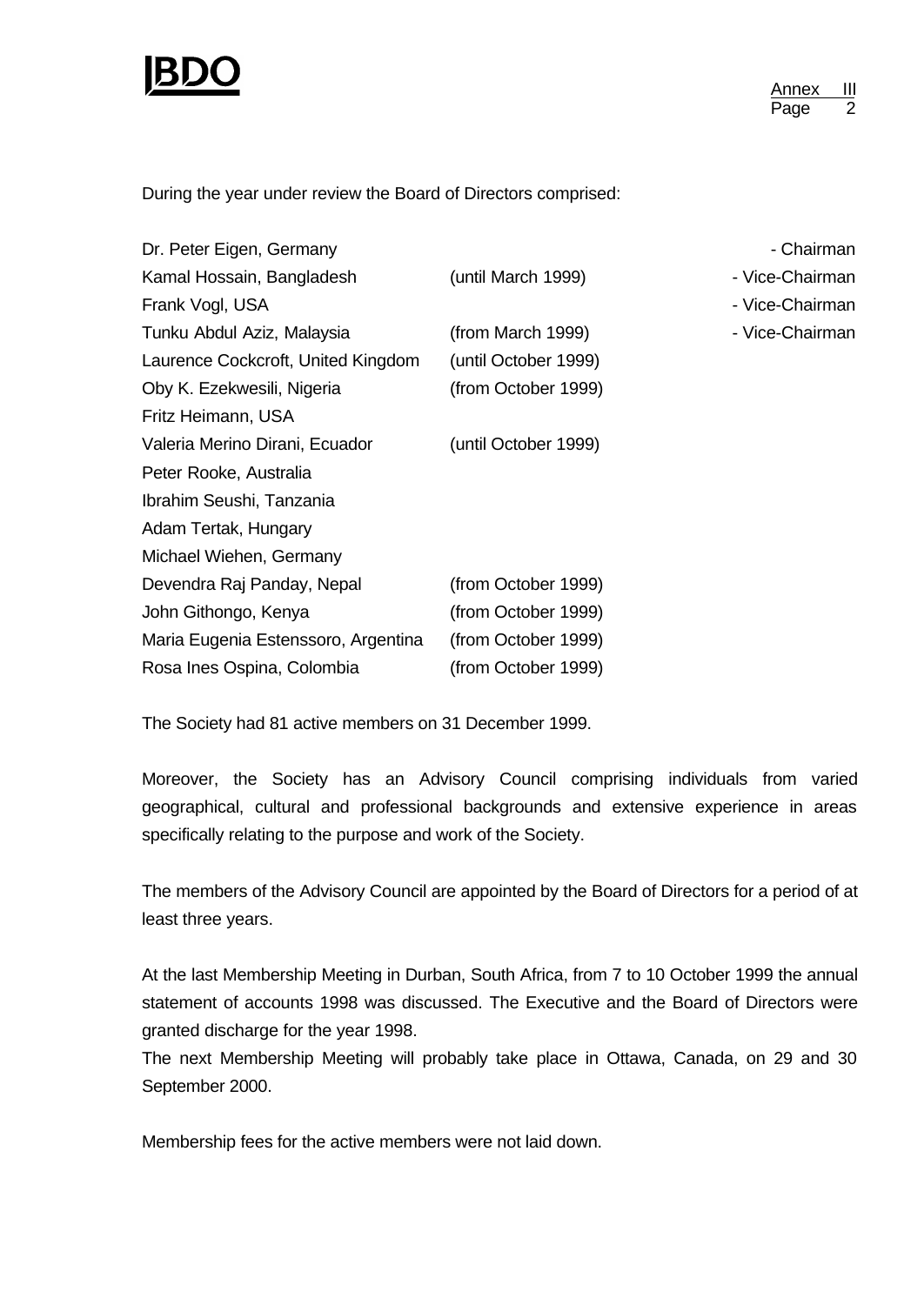During the year under review the Board of Directors comprised:

| | | |
|---|---|---|
| Dr. Peter Eigen, Germany | | - Chairman |
| Kamal Hossain, Bangladesh | (until March 1999) | - Vice-Chairman |
| Frank Vogl, USA | | - Vice-Chairman |
| Tunku Abdul Aziz, Malaysia | (from March 1999) | - Vice-Chairman |
| Laurence Cockcroft, United Kingdom | (until October 1999) | |
| Oby K. Ezekwesili, Nigeria | (from October 1999) | |
| Fritz Heimann, USA | | |
| Valeria Merino Dirani, Ecuador | (until October 1999) | |
| Peter Rooke, Australia | | |
| Ibrahim Seushi, Tanzania | | |
| Adam Tertak, Hungary | | |
| Michael Wiehen, Germany | | |
| Devendra Raj Panday, Nepal | (from October 1999) | |
| John Githongo, Kenya | (from October 1999) | |
| Maria Eugenia Estenssoro, Argentina | (from October 1999) | |
| Rosa Ines Ospina, Colombia | (from October 1999) | |

The Society had 81 active members on 31 December 1999.

Moreover, the Society has an Advisory Council comprising individuals from varied geographical, cultural and professional backgrounds and extensive experience in areas specifically relating to the purpose and work of the Society.

The members of the Advisory Council are appointed by the Board of Directors for a period of at least three years.

At the last Membership Meeting in Durban, South Africa, from 7 to 10 October 1999 the annual statement of accounts 1998 was discussed. The Executive and the Board of Directors were granted discharge for the year 1998.
The next Membership Meeting will probably take place in Ottawa, Canada, on 29 and 30 September 2000.

Membership fees for the active members were not laid down.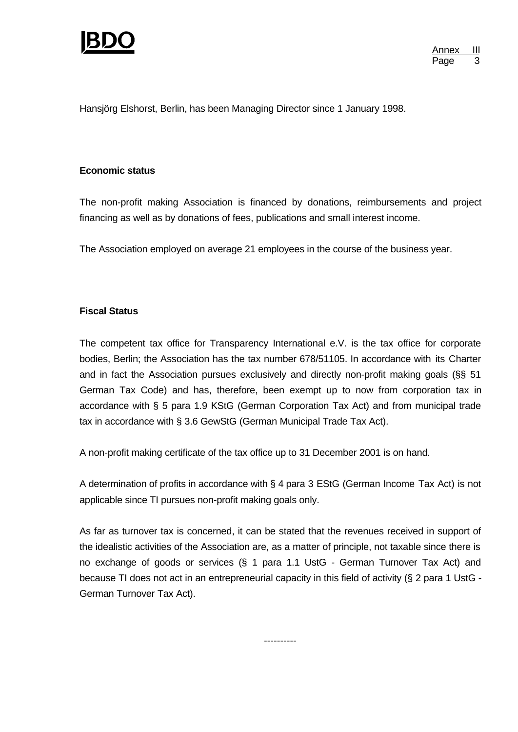Hansjörg Elshorst, Berlin, has been Managing Director since 1 January 1998.

**Economic status**

The non-profit making Association is financed by donations, reimbursements and project financing as well as by donations of fees, publications and small interest income.

The Association employed on average 21 employees in the course of the business year.

**Fiscal Status**

The competent tax office for Transparency International e.V. is the tax office for corporate bodies, Berlin; the Association has the tax number 678/51105. In accordance with its Charter and in fact the Association pursues exclusively and directly non-profit making goals (§§ 51 German Tax Code) and has, therefore, been exempt up to now from corporation tax in accordance with § 5 para 1.9 KStG (German Corporation Tax Act) and from municipal trade tax in accordance with § 3.6 GewStG (German Municipal Trade Tax Act).

A non-profit making certificate of the tax office up to 31 December 2001 is on hand.

A determination of profits in accordance with § 4 para 3 EStG (German Income Tax Act) is not applicable since TI pursues non-profit making goals only.

As far as turnover tax is concerned, it can be stated that the revenues received in support of the idealistic activities of the Association are, as a matter of principle, not taxable since there is no exchange of goods or services (§ 1 para 1.1 UstG - German Turnover Tax Act) and because TI does not act in an entrepreneurial capacity in this field of activity (§ 2 para 1 UstG - German Turnover Tax Act).

----------